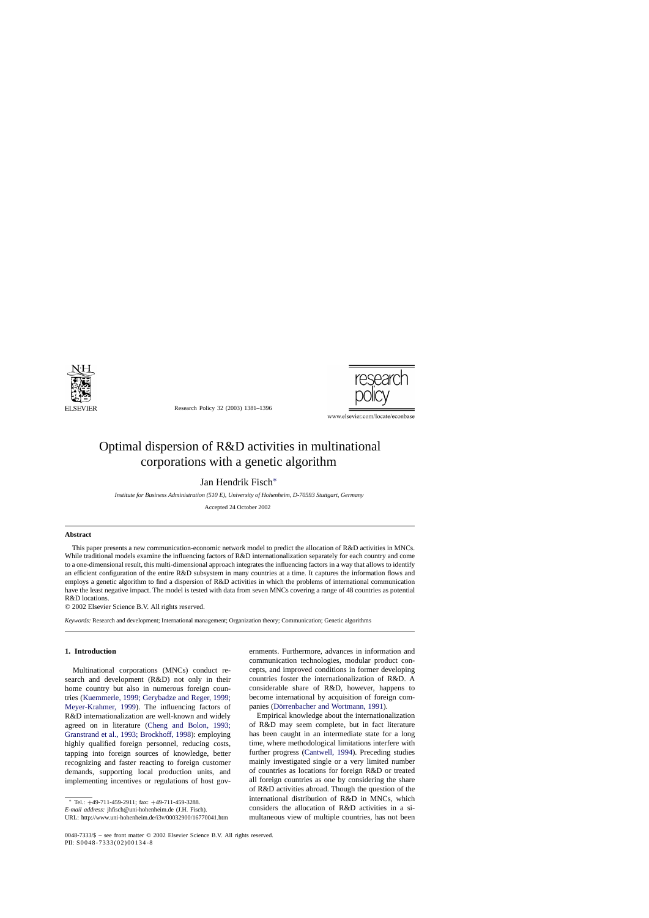# Optimal dispersion of R&D activities in multinational corporations with a genetic algorithm

Jan Hendrik Fisch*

*Institute for Business Administration (510 E), University of Hohenheim, D-70593 Stuttgart, Germany*

Accepted 24 October 2002

## Abstract

This paper presents a new communication-economic network model to predict the allocation of R&D activities in MNCs. While traditional models examine the influencing factors of R&D internationalization separately for each country and come to a one-dimensional result, this multi-dimensional approach integrates the influencing factors in a way that allows to identify an efficient configuration of the entire R&D subsystem in many countries at a time. It captures the information flows and employs a genetic algorithm to find a dispersion of R&D activities in which the problems of international communication have the least negative impact. The model is tested with data from seven MNCs covering a range of 48 countries as potential R&D locations.

© 2002 Elsevier Science B.V. All rights reserved.

*Keywords:* Research and development; International management; Organization theory; Communication; Genetic algorithms

## 1. Introduction

Multinational corporations (MNCs) conduct research and development (R&D) not only in their home country but also in numerous foreign countries (Kuemmerle, 1999; Gerybadze and Reger, 1999; Meyer-Krahmer, 1999). The influencing factors of R&D internationalization are well-known and widely agreed on in literature (Cheng and Bolon, 1993; Granstrand et al., 1993; Brockhoff, 1998): employing highly qualified foreign personnel, reducing costs, tapping into foreign sources of knowledge, better recognizing and faster reacting to foreign customer demands, supporting local production units, and implementing incentives or regulations of host governments. Furthermore, advances in information and communication technologies, modular product concepts, and improved conditions in former developing countries foster the internationalization of R&D. A considerable share of R&D, however, happens to become international by acquisition of foreign companies (Dörrenbacher and Wortmann, 1991).

Empirical knowledge about the internationalization of R&D may seem complete, but in fact literature has been caught in an intermediate state for a long time, where methodological limitations interfere with further progress (Cantwell, 1994). Preceding studies mainly investigated single or a very limited number of countries as locations for foreign R&D or treated all foreign countries as one by considering the share of R&D activities abroad. Though the question of the international distribution of R&D in MNCs, which considers the allocation of R&D activities in a simultaneous view of multiple countries, has not been

---

* Tel.: +49-711-459-2911; fax: +49-711-459-3288.
*E-mail address:* jhfisch@uni-hohenheim.de (J.H. Fisch).
URL: http://www.uni-hohenheim.de/i3v/00032900/16770041.htm

0048-7333/$ – see front matter © 2002 Elsevier Science B.V. All rights reserved.
PII: S0048-7333(02)00134-8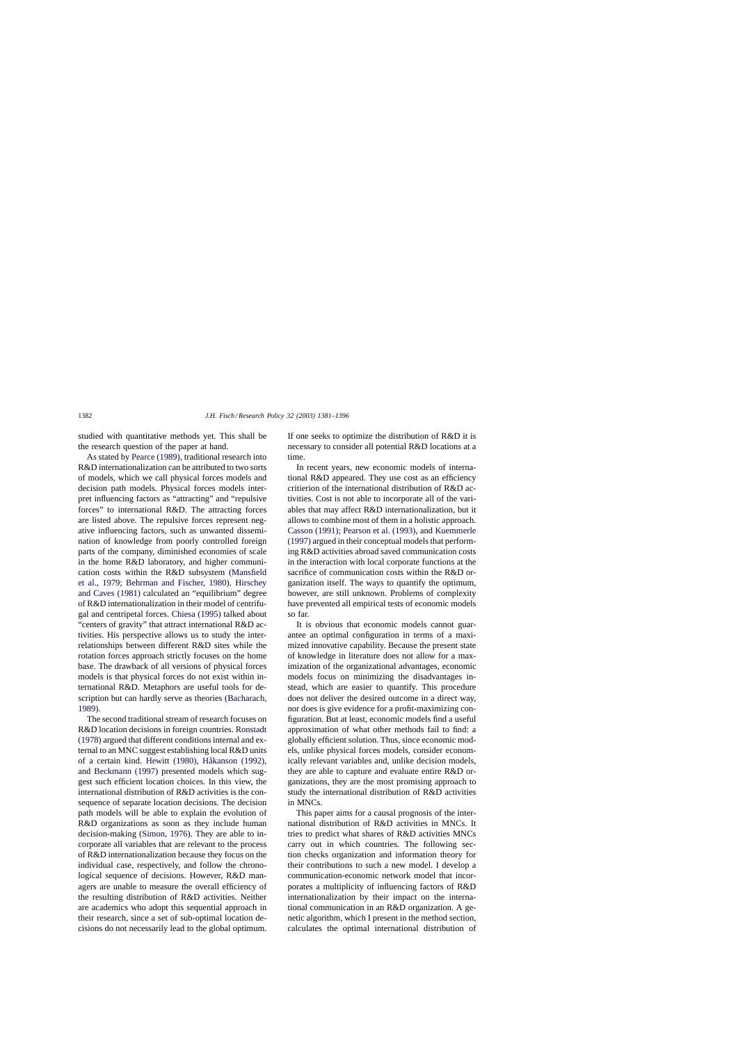studied with quantitative methods yet. This shall be the research question of the paper at hand.

As stated by Pearce (1989), traditional research into R&D internationalization can be attributed to two sorts of models, which we call physical forces models and decision path models. Physical forces models interpret influencing factors as "attracting" and "repulsive forces" to international R&D. The attracting forces are listed above. The repulsive forces represent negative influencing factors, such as unwanted dissemination of knowledge from poorly controlled foreign parts of the company, diminished economies of scale in the home R&D laboratory, and higher communication costs within the R&D subsystem (Mansfield et al., 1979; Behrman and Fischer, 1980). Hirschey and Caves (1981) calculated an "equilibrium" degree of R&D internationalization in their model of centrifugal and centripetal forces. Chiesa (1995) talked about "centers of gravity" that attract international R&D activities. His perspective allows us to study the interrelationships between different R&D sites while the rotation forces approach strictly focuses on the home base. The drawback of all versions of physical forces models is that physical forces do not exist within international R&D. Metaphors are useful tools for description but can hardly serve as theories (Bacharach, 1989).

The second traditional stream of research focuses on R&D location decisions in foreign countries. Ronstadt (1978) argued that different conditions internal and external to an MNC suggest establishing local R&D units of a certain kind. Hewitt (1980), Håkanson (1992), and Beckmann (1997) presented models which suggest such efficient location choices. In this view, the international distribution of R&D activities is the consequence of separate location decisions. The decision path models will be able to explain the evolution of R&D organizations as soon as they include human decision-making (Simon, 1976). They are able to incorporate all variables that are relevant to the process of R&D internationalization because they focus on the individual case, respectively, and follow the chronological sequence of decisions. However, R&D managers are unable to measure the overall efficiency of the resulting distribution of R&D activities. Neither are academics who adopt this sequential approach in their research, since a set of sub-optimal location decisions do not necessarily lead to the global optimum. If one seeks to optimize the distribution of R&D it is necessary to consider all potential R&D locations at a time.

In recent years, new economic models of international R&D appeared. They use cost as an efficiency critierion of the international distribution of R&D activities. Cost is not able to incorporate all of the variables that may affect R&D internationalization, but it allows to combine most of them in a holistic approach. Casson (1991); Pearson et al. (1993), and Kuemmerle (1997) argued in their conceptual models that performing R&D activities abroad saved communication costs in the interaction with local corporate functions at the sacrifice of communication costs within the R&D organization itself. The ways to quantify the optimum, however, are still unknown. Problems of complexity have prevented all empirical tests of economic models so far.

It is obvious that economic models cannot guarantee an optimal configuration in terms of a maximized innovative capability. Because the present state of knowledge in literature does not allow for a maximization of the organizational advantages, economic models focus on minimizing the disadvantages instead, which are easier to quantify. This procedure does not deliver the desired outcome in a direct way, nor does is give evidence for a profit-maximizing configuration. But at least, economic models find a useful approximation of what other methods fail to find: a globally efficient solution. Thus, since economic models, unlike physical forces models, consider economically relevant variables and, unlike decision models, they are able to capture and evaluate entire R&D organizations, they are the most promising approach to study the international distribution of R&D activities in MNCs.

This paper aims for a causal prognosis of the international distribution of R&D activities in MNCs. It tries to predict what shares of R&D activities MNCs carry out in which countries. The following section checks organization and information theory for their contributions to such a new model. I develop a communication-economic network model that incorporates a multiplicity of influencing factors of R&D internationalization by their impact on the international communication in an R&D organization. A genetic algorithm, which I present in the method section, calculates the optimal international distribution of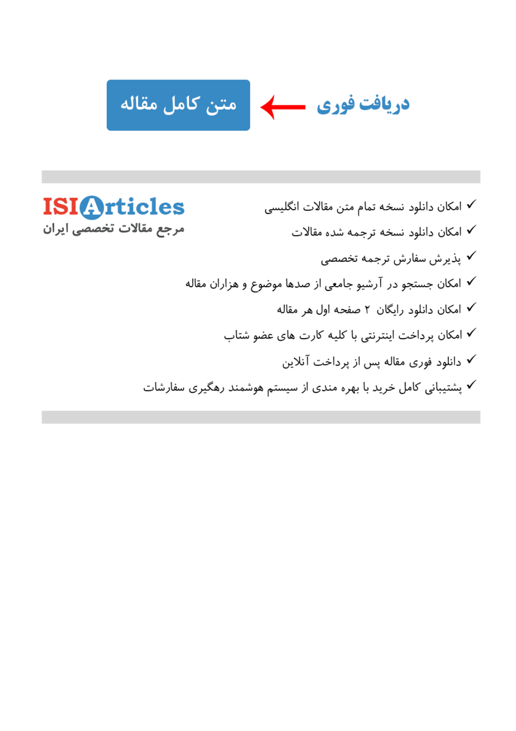دریافت فوری ← متن کامل مقاله

**ISIArticles**
مرجع مقالات تخصصی ایران

- ✓ امکان دانلود نسخه تمام متن مقالات انگلیسی
- ✓ امکان دانلود نسخه ترجمه شده مقالات
- ✓ پذیرش سفارش ترجمه تخصصی
- ✓ امکان جستجو در آرشیو جامعی از صدها موضوع و هزاران مقاله
- ✓ امکان دانلود رایگان ۲ صفحه اول هر مقاله
- ✓ امکان پرداخت اینترنتی با کلیه کارت های عضو شتاب
- ✓ دانلود فوری مقاله پس از پرداخت آنلاین
- ✓ پشتیبانی کامل خرید با بهره مندی از سیستم هوشمند رهگیری سفارشات